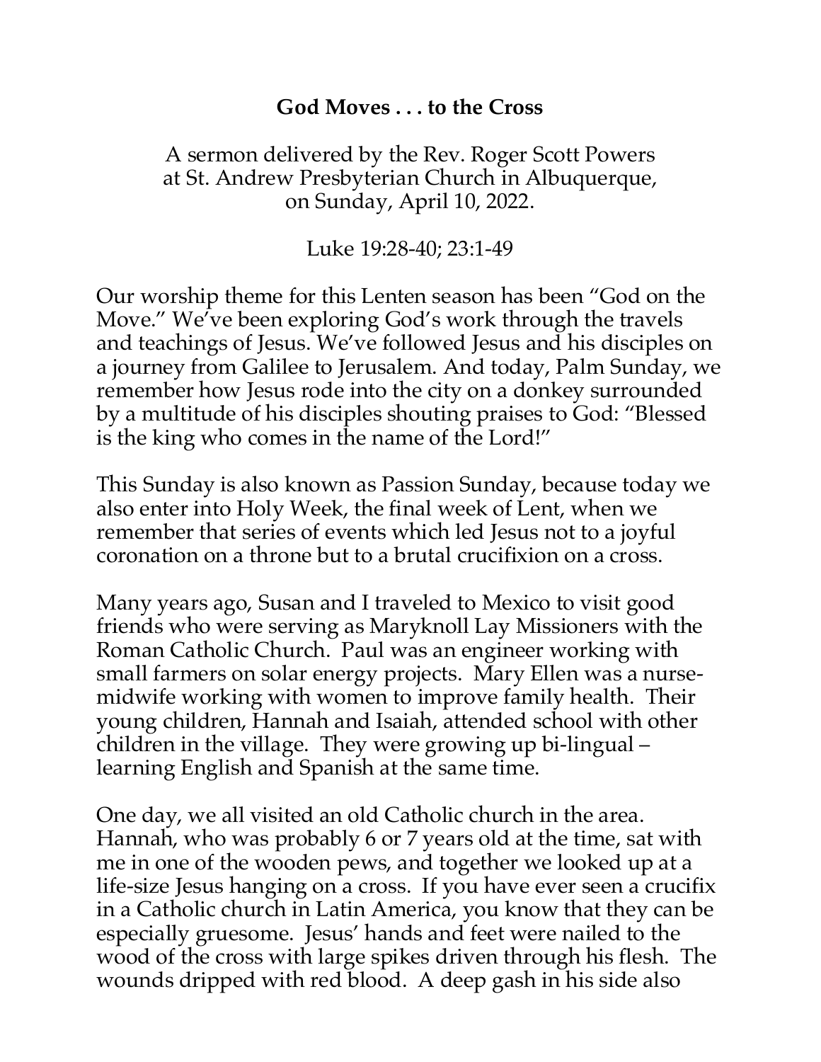# God Moves . . . to the Cross

A sermon delivered by the Rev. Roger Scott Powers
at St. Andrew Presbyterian Church in Albuquerque,
on Sunday, April 10, 2022.

Luke 19:28-40; 23:1-49

Our worship theme for this Lenten season has been "God on the Move." We've been exploring God's work through the travels and teachings of Jesus. We've followed Jesus and his disciples on a journey from Galilee to Jerusalem. And today, Palm Sunday, we remember how Jesus rode into the city on a donkey surrounded by a multitude of his disciples shouting praises to God: "Blessed is the king who comes in the name of the Lord!"

This Sunday is also known as Passion Sunday, because today we also enter into Holy Week, the final week of Lent, when we remember that series of events which led Jesus not to a joyful coronation on a throne but to a brutal crucifixion on a cross.

Many years ago, Susan and I traveled to Mexico to visit good friends who were serving as Maryknoll Lay Missioners with the Roman Catholic Church. Paul was an engineer working with small farmers on solar energy projects. Mary Ellen was a nurse-midwife working with women to improve family health. Their young children, Hannah and Isaiah, attended school with other children in the village. They were growing up bi-lingual – learning English and Spanish at the same time.

One day, we all visited an old Catholic church in the area. Hannah, who was probably 6 or 7 years old at the time, sat with me in one of the wooden pews, and together we looked up at a life-size Jesus hanging on a cross. If you have ever seen a crucifix in a Catholic church in Latin America, you know that they can be especially gruesome. Jesus' hands and feet were nailed to the wood of the cross with large spikes driven through his flesh. The wounds dripped with red blood. A deep gash in his side also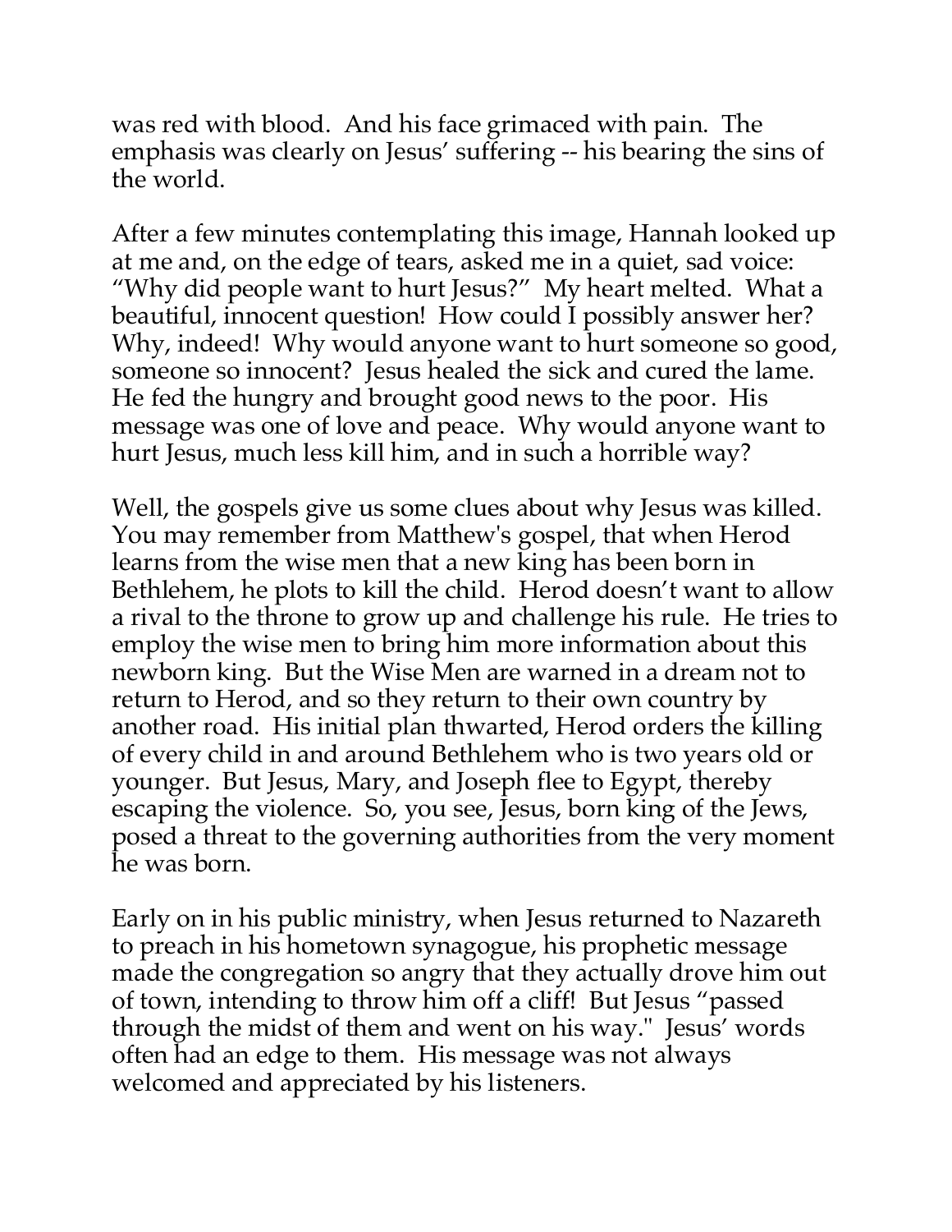was red with blood. And his face grimaced with pain. The emphasis was clearly on Jesus' suffering -- his bearing the sins of the world.

After a few minutes contemplating this image, Hannah looked up at me and, on the edge of tears, asked me in a quiet, sad voice: "Why did people want to hurt Jesus?" My heart melted. What a beautiful, innocent question! How could I possibly answer her? Why, indeed! Why would anyone want to hurt someone so good, someone so innocent? Jesus healed the sick and cured the lame. He fed the hungry and brought good news to the poor. His message was one of love and peace. Why would anyone want to hurt Jesus, much less kill him, and in such a horrible way?

Well, the gospels give us some clues about why Jesus was killed. You may remember from Matthew's gospel, that when Herod learns from the wise men that a new king has been born in Bethlehem, he plots to kill the child. Herod doesn't want to allow a rival to the throne to grow up and challenge his rule. He tries to employ the wise men to bring him more information about this newborn king. But the Wise Men are warned in a dream not to return to Herod, and so they return to their own country by another road. His initial plan thwarted, Herod orders the killing of every child in and around Bethlehem who is two years old or younger. But Jesus, Mary, and Joseph flee to Egypt, thereby escaping the violence. So, you see, Jesus, born king of the Jews, posed a threat to the governing authorities from the very moment he was born.

Early on in his public ministry, when Jesus returned to Nazareth to preach in his hometown synagogue, his prophetic message made the congregation so angry that they actually drove him out of town, intending to throw him off a cliff! But Jesus "passed through the midst of them and went on his way." Jesus' words often had an edge to them. His message was not always welcomed and appreciated by his listeners.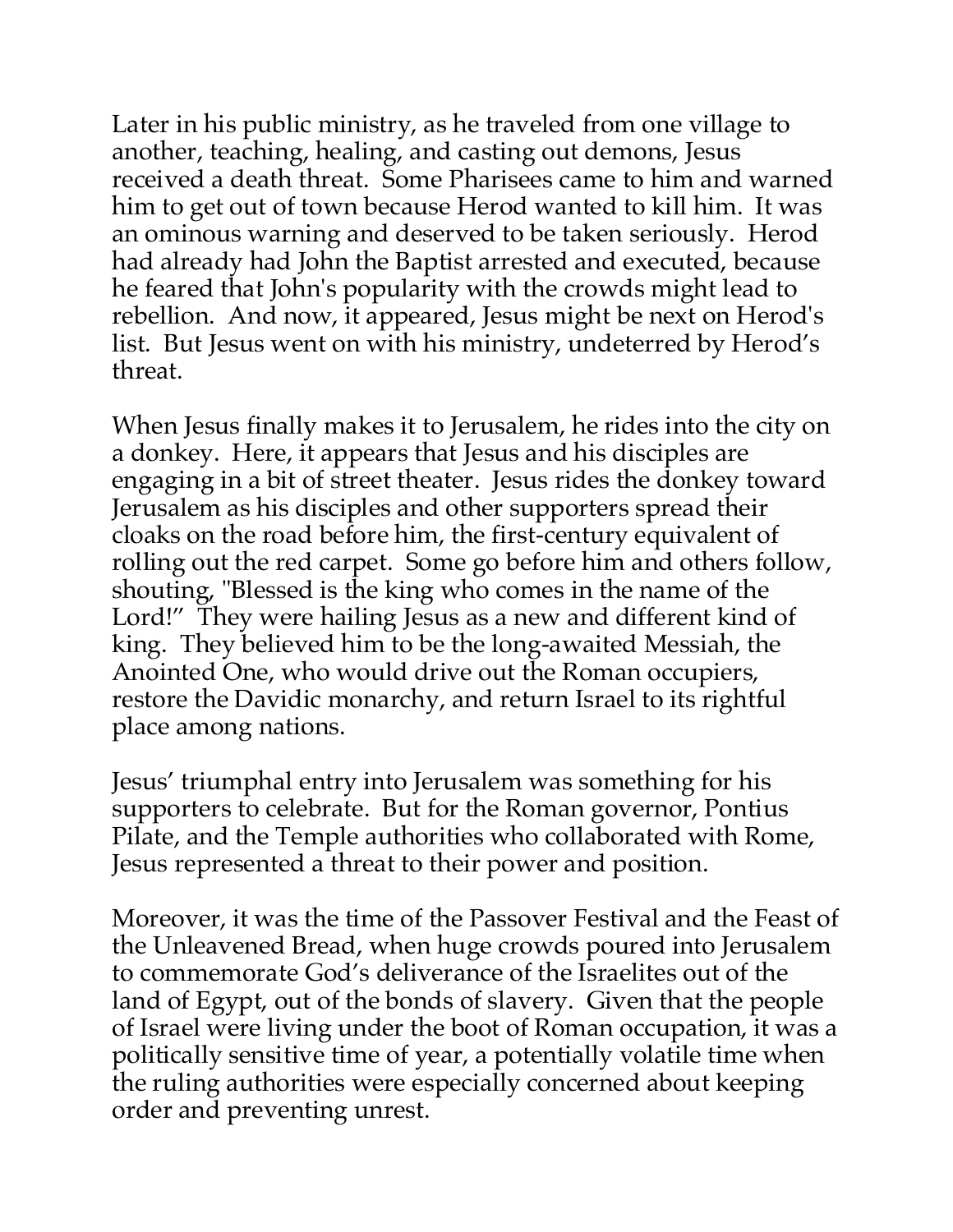Later in his public ministry, as he traveled from one village to another, teaching, healing, and casting out demons, Jesus received a death threat. Some Pharisees came to him and warned him to get out of town because Herod wanted to kill him. It was an ominous warning and deserved to be taken seriously. Herod had already had John the Baptist arrested and executed, because he feared that John's popularity with the crowds might lead to rebellion. And now, it appeared, Jesus might be next on Herod's list. But Jesus went on with his ministry, undeterred by Herod's threat.

When Jesus finally makes it to Jerusalem, he rides into the city on a donkey. Here, it appears that Jesus and his disciples are engaging in a bit of street theater. Jesus rides the donkey toward Jerusalem as his disciples and other supporters spread their cloaks on the road before him, the first-century equivalent of rolling out the red carpet. Some go before him and others follow, shouting, "Blessed is the king who comes in the name of the Lord!" They were hailing Jesus as a new and different kind of king. They believed him to be the long-awaited Messiah, the Anointed One, who would drive out the Roman occupiers, restore the Davidic monarchy, and return Israel to its rightful place among nations.

Jesus' triumphal entry into Jerusalem was something for his supporters to celebrate. But for the Roman governor, Pontius Pilate, and the Temple authorities who collaborated with Rome, Jesus represented a threat to their power and position.

Moreover, it was the time of the Passover Festival and the Feast of the Unleavened Bread, when huge crowds poured into Jerusalem to commemorate God's deliverance of the Israelites out of the land of Egypt, out of the bonds of slavery. Given that the people of Israel were living under the boot of Roman occupation, it was a politically sensitive time of year, a potentially volatile time when the ruling authorities were especially concerned about keeping order and preventing unrest.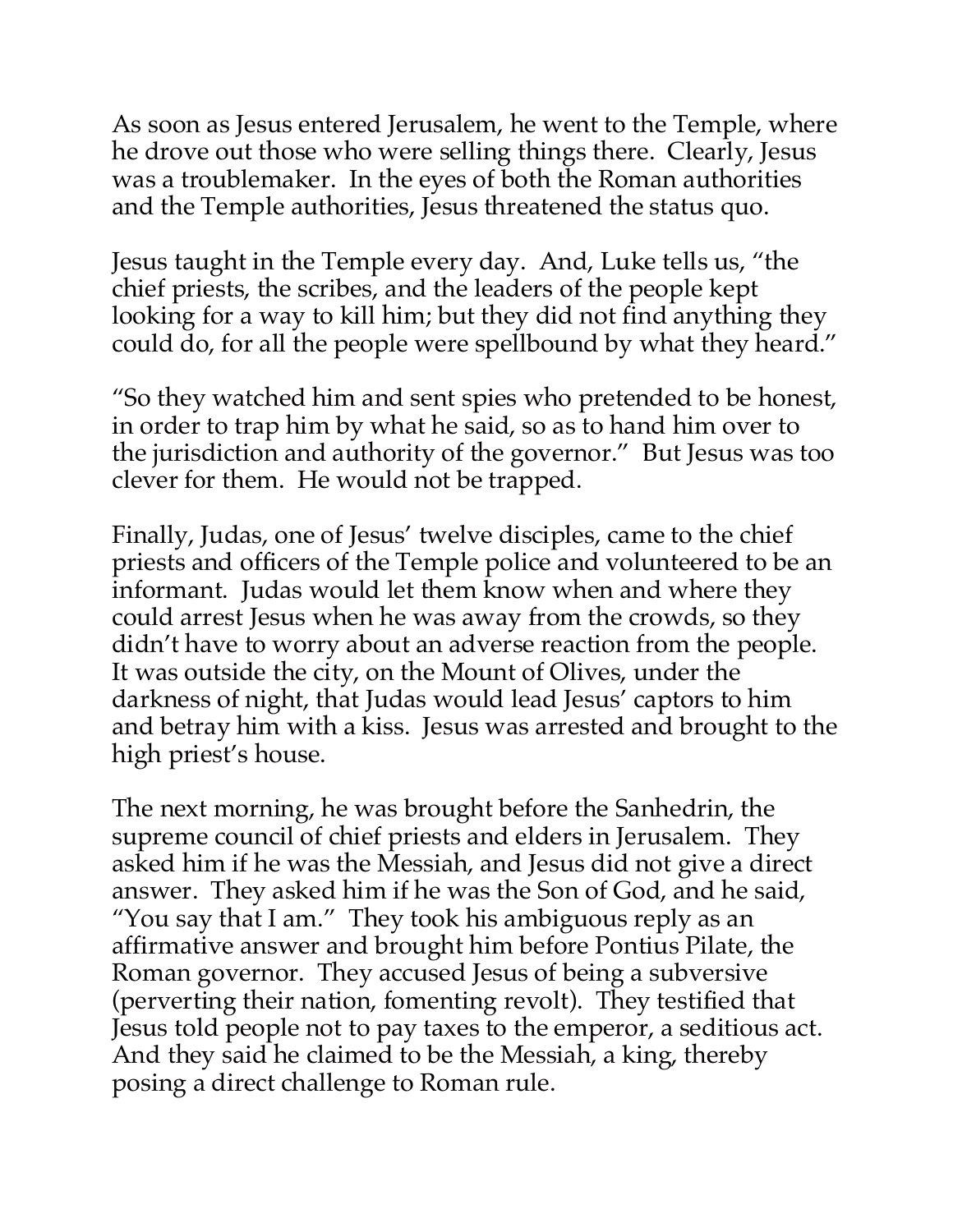As soon as Jesus entered Jerusalem, he went to the Temple, where he drove out those who were selling things there. Clearly, Jesus was a troublemaker. In the eyes of both the Roman authorities and the Temple authorities, Jesus threatened the status quo.

Jesus taught in the Temple every day. And, Luke tells us, "the chief priests, the scribes, and the leaders of the people kept looking for a way to kill him; but they did not find anything they could do, for all the people were spellbound by what they heard."

"So they watched him and sent spies who pretended to be honest, in order to trap him by what he said, so as to hand him over to the jurisdiction and authority of the governor." But Jesus was too clever for them. He would not be trapped.

Finally, Judas, one of Jesus' twelve disciples, came to the chief priests and officers of the Temple police and volunteered to be an informant. Judas would let them know when and where they could arrest Jesus when he was away from the crowds, so they didn't have to worry about an adverse reaction from the people. It was outside the city, on the Mount of Olives, under the darkness of night, that Judas would lead Jesus' captors to him and betray him with a kiss. Jesus was arrested and brought to the high priest's house.

The next morning, he was brought before the Sanhedrin, the supreme council of chief priests and elders in Jerusalem. They asked him if he was the Messiah, and Jesus did not give a direct answer. They asked him if he was the Son of God, and he said, "You say that I am." They took his ambiguous reply as an affirmative answer and brought him before Pontius Pilate, the Roman governor. They accused Jesus of being a subversive (perverting their nation, fomenting revolt). They testified that Jesus told people not to pay taxes to the emperor, a seditious act. And they said he claimed to be the Messiah, a king, thereby posing a direct challenge to Roman rule.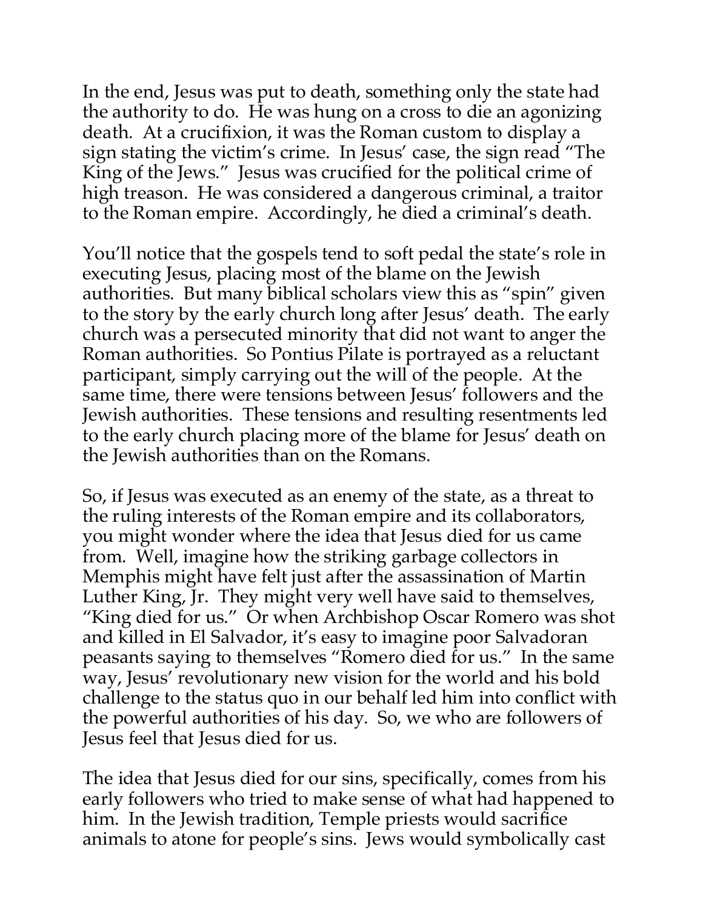In the end, Jesus was put to death, something only the state had the authority to do. He was hung on a cross to die an agonizing death. At a crucifixion, it was the Roman custom to display a sign stating the victim's crime. In Jesus' case, the sign read "The King of the Jews." Jesus was crucified for the political crime of high treason. He was considered a dangerous criminal, a traitor to the Roman empire. Accordingly, he died a criminal's death.

You'll notice that the gospels tend to soft pedal the state's role in executing Jesus, placing most of the blame on the Jewish authorities. But many biblical scholars view this as "spin" given to the story by the early church long after Jesus' death. The early church was a persecuted minority that did not want to anger the Roman authorities. So Pontius Pilate is portrayed as a reluctant participant, simply carrying out the will of the people. At the same time, there were tensions between Jesus' followers and the Jewish authorities. These tensions and resulting resentments led to the early church placing more of the blame for Jesus' death on the Jewish authorities than on the Romans.

So, if Jesus was executed as an enemy of the state, as a threat to the ruling interests of the Roman empire and its collaborators, you might wonder where the idea that Jesus died for us came from. Well, imagine how the striking garbage collectors in Memphis might have felt just after the assassination of Martin Luther King, Jr. They might very well have said to themselves, "King died for us." Or when Archbishop Oscar Romero was shot and killed in El Salvador, it's easy to imagine poor Salvadoran peasants saying to themselves "Romero died for us." In the same way, Jesus' revolutionary new vision for the world and his bold challenge to the status quo in our behalf led him into conflict with the powerful authorities of his day. So, we who are followers of Jesus feel that Jesus died for us.

The idea that Jesus died for our sins, specifically, comes from his early followers who tried to make sense of what had happened to him. In the Jewish tradition, Temple priests would sacrifice animals to atone for people's sins. Jews would symbolically cast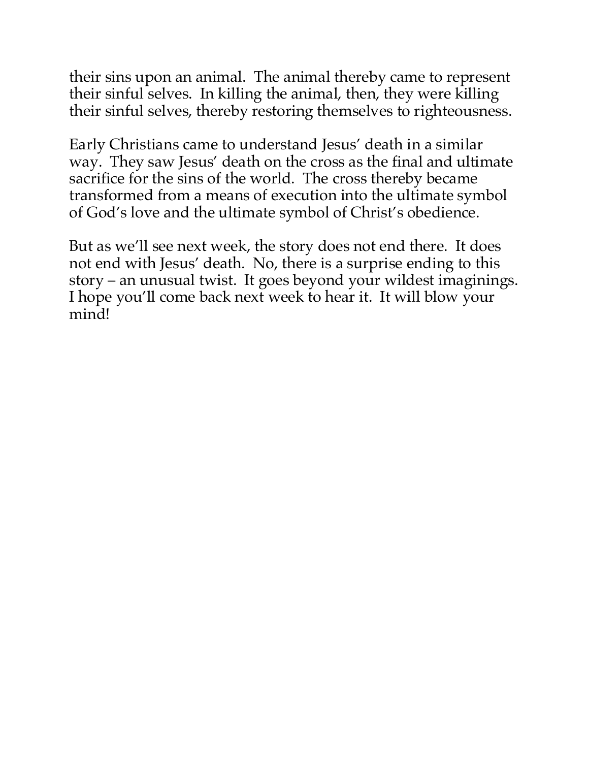their sins upon an animal. The animal thereby came to represent their sinful selves. In killing the animal, then, they were killing their sinful selves, thereby restoring themselves to righteousness.

Early Christians came to understand Jesus' death in a similar way. They saw Jesus' death on the cross as the final and ultimate sacrifice for the sins of the world. The cross thereby became transformed from a means of execution into the ultimate symbol of God's love and the ultimate symbol of Christ's obedience.

But as we'll see next week, the story does not end there. It does not end with Jesus' death. No, there is a surprise ending to this story – an unusual twist. It goes beyond your wildest imaginings. I hope you'll come back next week to hear it. It will blow your mind!